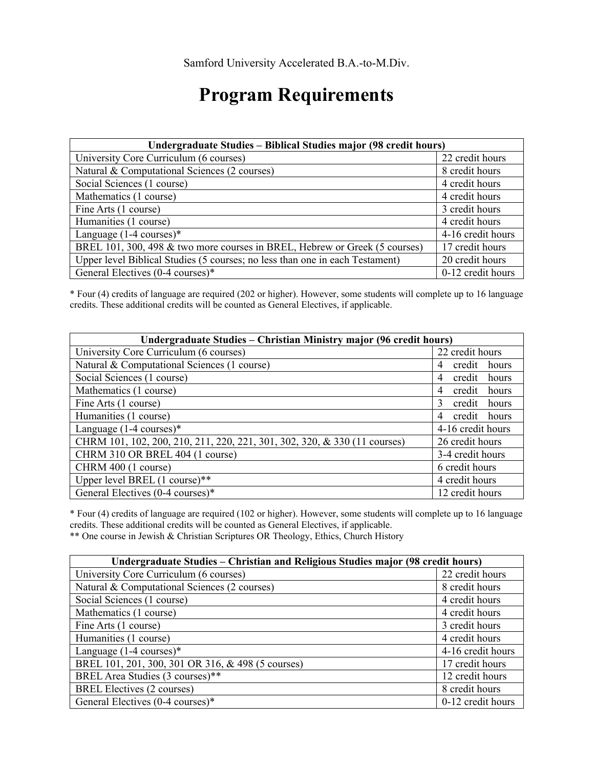Samford University Accelerated B.A.-to-M.Div.

# Program Requirements

| Undergraduate Studies – Biblical Studies major (98 credit hours) | |
|---|---|
| University Core Curriculum (6 courses) | 22 credit hours |
| Natural & Computational Sciences (2 courses) | 8 credit hours |
| Social Sciences (1 course) | 4 credit hours |
| Mathematics (1 course) | 4 credit hours |
| Fine Arts (1 course) | 3 credit hours |
| Humanities (1 course) | 4 credit hours |
| Language (1-4 courses)* | 4-16 credit hours |
| BREL 101, 300, 498 & two more courses in BREL, Hebrew or Greek (5 courses) | 17 credit hours |
| Upper level Biblical Studies (5 courses; no less than one in each Testament) | 20 credit hours |
| General Electives (0-4 courses)* | 0-12 credit hours |

* Four (4) credits of language are required (202 or higher). However, some students will complete up to 16 language credits. These additional credits will be counted as General Electives, if applicable.

| Undergraduate Studies – Christian Ministry major (96 credit hours) | |
|---|---|
| University Core Curriculum (6 courses) | 22 credit hours |
| Natural & Computational Sciences (1 course) | 4 credit hours |
| Social Sciences (1 course) | 4 credit hours |
| Mathematics (1 course) | 4 credit hours |
| Fine Arts (1 course) | 3 credit hours |
| Humanities (1 course) | 4 credit hours |
| Language (1-4 courses)* | 4-16 credit hours |
| CHRM 101, 102, 200, 210, 211, 220, 221, 301, 302, 320, & 330 (11 courses) | 26 credit hours |
| CHRM 310 OR BREL 404 (1 course) | 3-4 credit hours |
| CHRM 400 (1 course) | 6 credit hours |
| Upper level BREL (1 course)** | 4 credit hours |
| General Electives (0-4 courses)* | 12 credit hours |

* Four (4) credits of language are required (102 or higher). However, some students will complete up to 16 language credits. These additional credits will be counted as General Electives, if applicable.
** One course in Jewish & Christian Scriptures OR Theology, Ethics, Church History

| Undergraduate Studies – Christian and Religious Studies major (98 credit hours) | |
|---|---|
| University Core Curriculum (6 courses) | 22 credit hours |
| Natural & Computational Sciences (2 courses) | 8 credit hours |
| Social Sciences (1 course) | 4 credit hours |
| Mathematics (1 course) | 4 credit hours |
| Fine Arts (1 course) | 3 credit hours |
| Humanities (1 course) | 4 credit hours |
| Language (1-4 courses)* | 4-16 credit hours |
| BREL 101, 201, 300, 301 OR 316, & 498 (5 courses) | 17 credit hours |
| BREL Area Studies (3 courses)** | 12 credit hours |
| BREL Electives (2 courses) | 8 credit hours |
| General Electives (0-4 courses)* | 0-12 credit hours |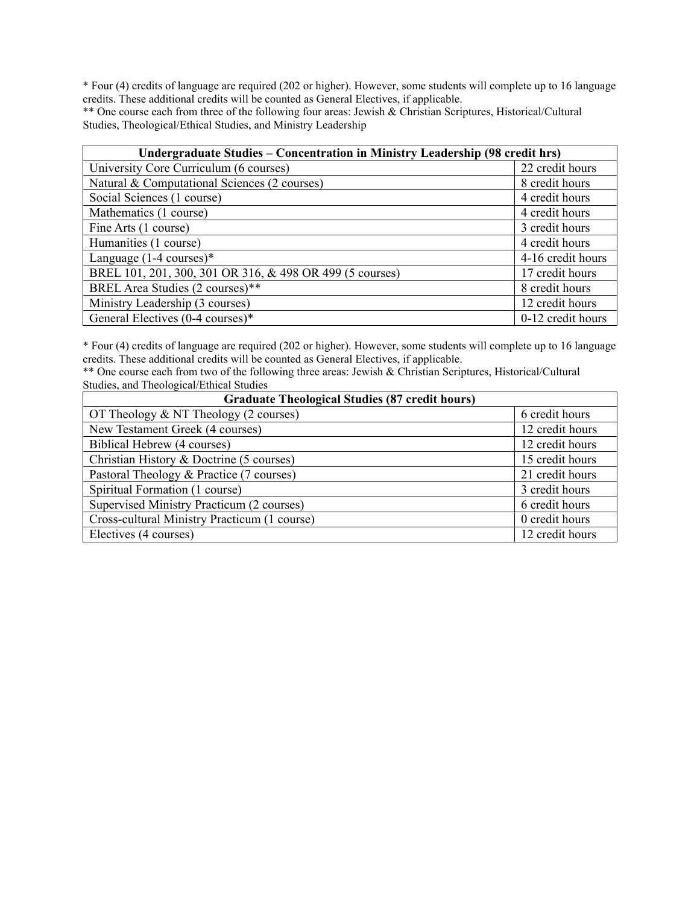* Four (4) credits of language are required (202 or higher). However, some students will complete up to 16 language credits. These additional credits will be counted as General Electives, if applicable.
** One course each from three of the following four areas: Jewish & Christian Scriptures, Historical/Cultural Studies, Theological/Ethical Studies, and Ministry Leadership

| Undergraduate Studies – Concentration in Ministry Leadership (98 credit hrs) | |
|---|---|
| University Core Curriculum (6 courses) | 22 credit hours |
| Natural & Computational Sciences (2 courses) | 8 credit hours |
| Social Sciences (1 course) | 4 credit hours |
| Mathematics (1 course) | 4 credit hours |
| Fine Arts (1 course) | 3 credit hours |
| Humanities (1 course) | 4 credit hours |
| Language (1-4 courses)* | 4-16 credit hours |
| BREL 101, 201, 300, 301 OR 316, & 498 OR 499 (5 courses) | 17 credit hours |
| BREL Area Studies (2 courses)** | 8 credit hours |
| Ministry Leadership (3 courses) | 12 credit hours |
| General Electives (0-4 courses)* | 0-12 credit hours |

* Four (4) credits of language are required (202 or higher). However, some students will complete up to 16 language credits. These additional credits will be counted as General Electives, if applicable.
** One course each from two of the following three areas: Jewish & Christian Scriptures, Historical/Cultural Studies, and Theological/Ethical Studies

| Graduate Theological Studies (87 credit hours) | |
|---|---|
| OT Theology & NT Theology (2 courses) | 6 credit hours |
| New Testament Greek (4 courses) | 12 credit hours |
| Biblical Hebrew (4 courses) | 12 credit hours |
| Christian History & Doctrine (5 courses) | 15 credit hours |
| Pastoral Theology & Practice (7 courses) | 21 credit hours |
| Spiritual Formation (1 course) | 3 credit hours |
| Supervised Ministry Practicum (2 courses) | 6 credit hours |
| Cross-cultural Ministry Practicum (1 course) | 0 credit hours |
| Electives (4 courses) | 12 credit hours |